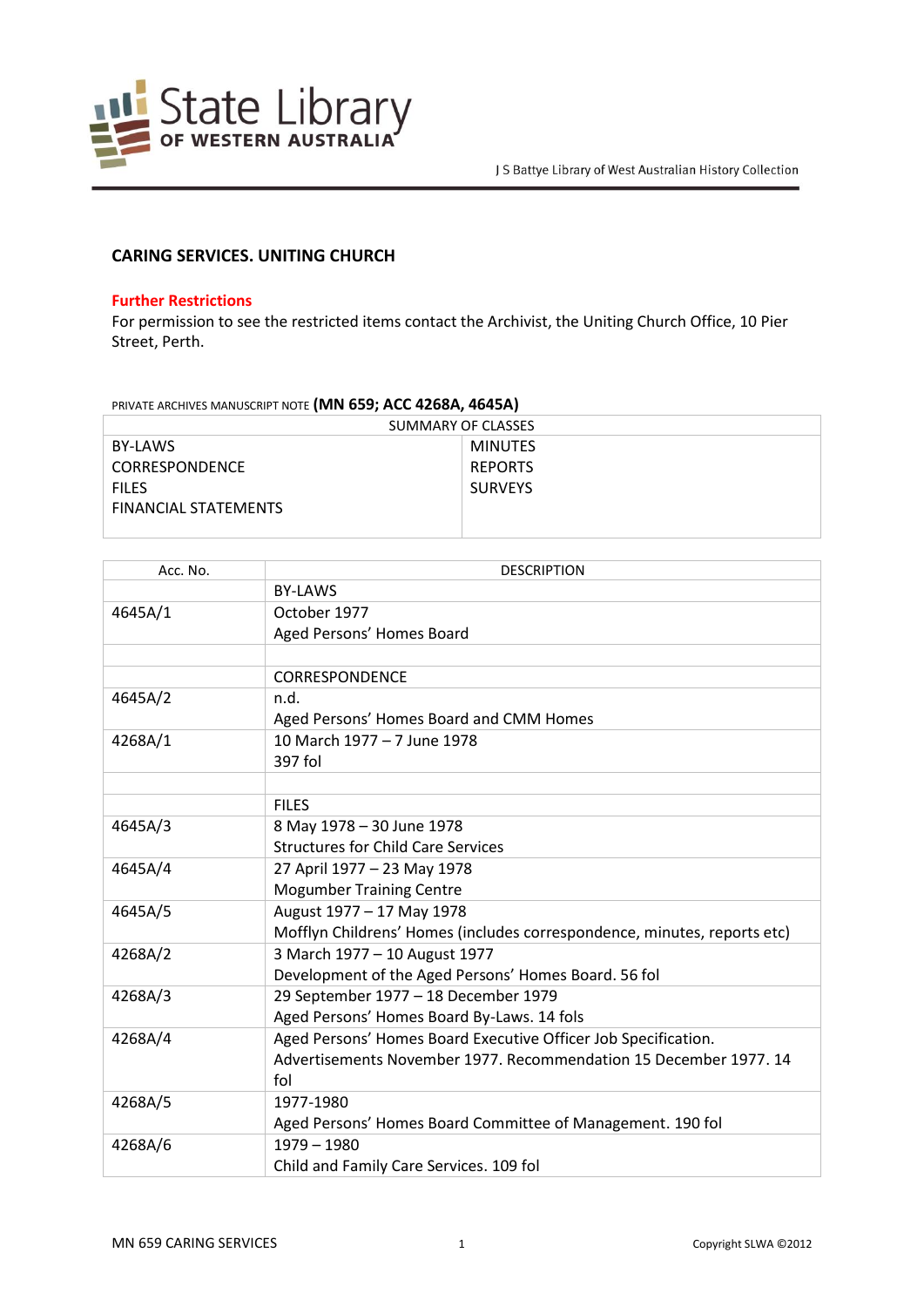J S Battye Library of West Australian History Collection

# CARING SERVICES. UNITING CHURCH

**Further Restrictions**

For permission to see the restricted items contact the Archivist, the Uniting Church Office, 10 Pier Street, Perth.

PRIVATE ARCHIVES MANUSCRIPT NOTE **(MN 659; ACC 4268A, 4645A)**

| SUMMARY OF CLASSES | |
|---|---|
| BY-LAWS<br>CORRESPONDENCE<br>FILES<br>FINANCIAL STATEMENTS | MINUTES<br>REPORTS<br>SURVEYS |

| Acc. No. | DESCRIPTION |
|---|---|
| | BY-LAWS |
| 4645A/1 | October 1977<br>Aged Persons' Homes Board |
| | |
| | CORRESPONDENCE |
| 4645A/2 | n.d.<br>Aged Persons' Homes Board and CMM Homes |
| 4268A/1 | 10 March 1977 – 7 June 1978<br>397 fol |
| | |
| | FILES |
| 4645A/3 | 8 May 1978 – 30 June 1978<br>Structures for Child Care Services |
| 4645A/4 | 27 April 1977 – 23 May 1978<br>Mogumber Training Centre |
| 4645A/5 | August 1977 – 17 May 1978<br>Mofflyn Childrens' Homes (includes correspondence, minutes, reports etc) |
| 4268A/2 | 3 March 1977 – 10 August 1977<br>Development of the Aged Persons' Homes Board. 56 fol |
| 4268A/3 | 29 September 1977 – 18 December 1979<br>Aged Persons' Homes Board By-Laws. 14 fols |
| 4268A/4 | Aged Persons' Homes Board Executive Officer Job Specification. Advertisements November 1977. Recommendation 15 December 1977. 14 fol |
| 4268A/5 | 1977-1980<br>Aged Persons' Homes Board Committee of Management. 190 fol |
| 4268A/6 | 1979 – 1980<br>Child and Family Care Services. 109 fol |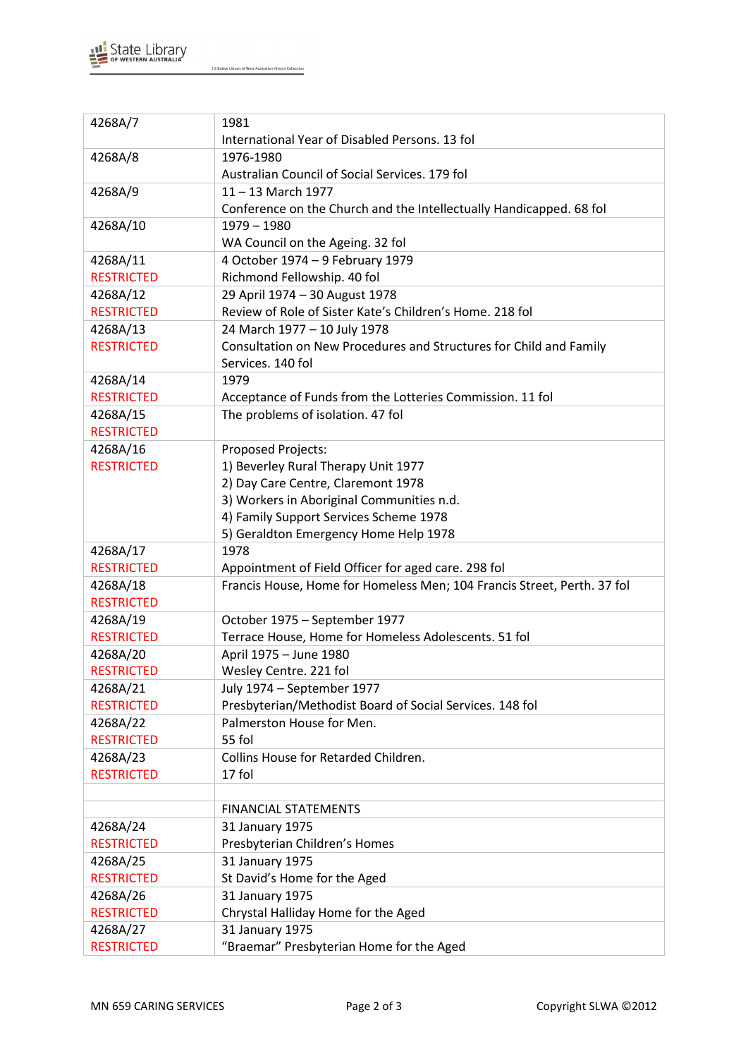| | |
|---|---|
| 4268A/7 | 1981<br>International Year of Disabled Persons. 13 fol |
| 4268A/8 | 1976-1980<br>Australian Council of Social Services. 179 fol |
| 4268A/9 | 11 – 13 March 1977<br>Conference on the Church and the Intellectually Handicapped. 68 fol |
| 4268A/10 | 1979 – 1980<br>WA Council on the Ageing. 32 fol |
| 4268A/11<br>RESTRICTED | 4 October 1974 – 9 February 1979<br>Richmond Fellowship. 40 fol |
| 4268A/12<br>RESTRICTED | 29 April 1974 – 30 August 1978<br>Review of Role of Sister Kate's Children's Home. 218 fol |
| 4268A/13<br>RESTRICTED | 24 March 1977 – 10 July 1978<br>Consultation on New Procedures and Structures for Child and Family Services. 140 fol |
| 4268A/14<br>RESTRICTED | 1979<br>Acceptance of Funds from the Lotteries Commission. 11 fol |
| 4268A/15<br>RESTRICTED | The problems of isolation. 47 fol |
| 4268A/16<br>RESTRICTED | Proposed Projects:<br>1) Beverley Rural Therapy Unit 1977<br>2) Day Care Centre, Claremont 1978<br>3) Workers in Aboriginal Communities n.d.<br>4) Family Support Services Scheme 1978<br>5) Geraldton Emergency Home Help 1978 |
| 4268A/17<br>RESTRICTED | 1978<br>Appointment of Field Officer for aged care. 298 fol |
| 4268A/18<br>RESTRICTED | Francis House, Home for Homeless Men; 104 Francis Street, Perth. 37 fol |
| 4268A/19<br>RESTRICTED | October 1975 – September 1977<br>Terrace House, Home for Homeless Adolescents. 51 fol |
| 4268A/20<br>RESTRICTED | April 1975 – June 1980<br>Wesley Centre. 221 fol |
| 4268A/21<br>RESTRICTED | July 1974 – September 1977<br>Presbyterian/Methodist Board of Social Services. 148 fol |
| 4268A/22<br>RESTRICTED | Palmerston House for Men.<br>55 fol |
| 4268A/23<br>RESTRICTED | Collins House for Retarded Children.<br>17 fol |
| | |
| | FINANCIAL STATEMENTS |
| 4268A/24<br>RESTRICTED | 31 January 1975<br>Presbyterian Children's Homes |
| 4268A/25<br>RESTRICTED | 31 January 1975<br>St David's Home for the Aged |
| 4268A/26<br>RESTRICTED | 31 January 1975<br>Chrystal Halliday Home for the Aged |
| 4268A/27<br>RESTRICTED | 31 January 1975<br>"Braemar" Presbyterian Home for the Aged |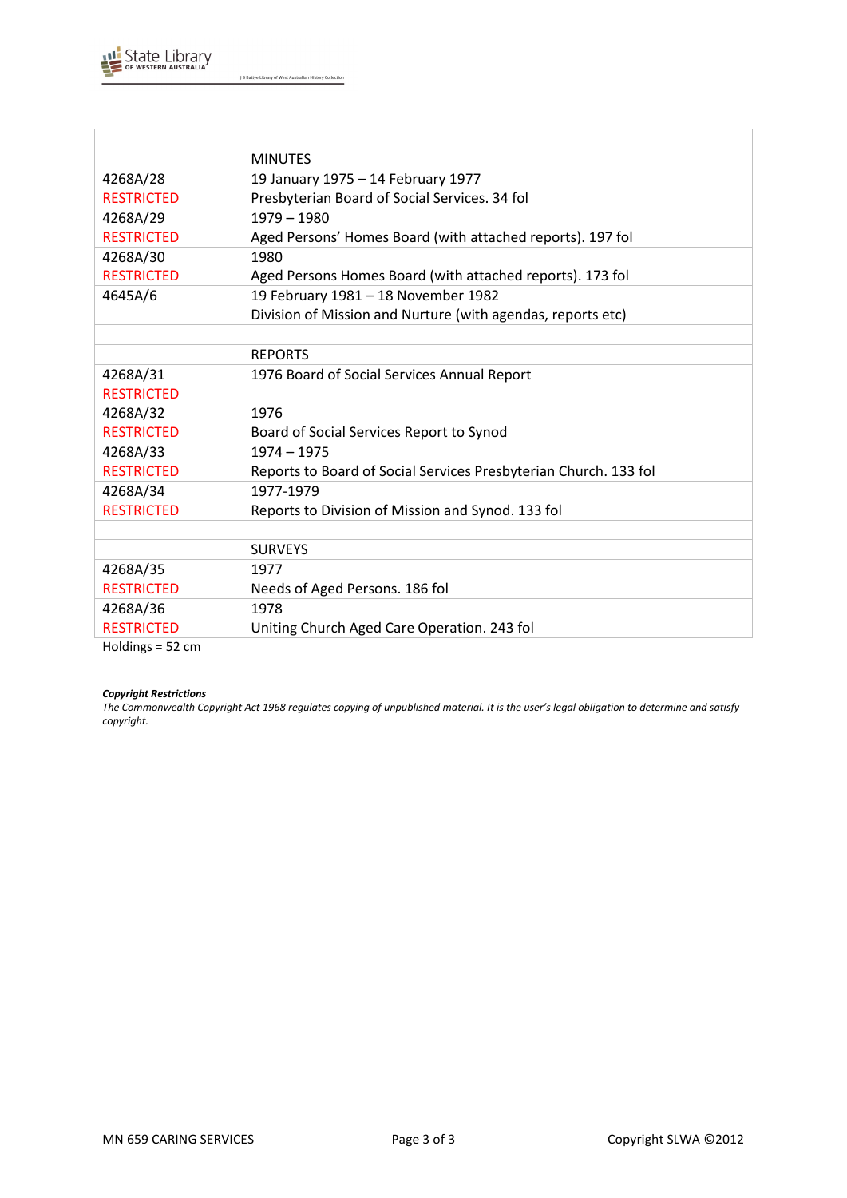| | |
|---|---|
| | MINUTES |
| 4268A/28<br>RESTRICTED | 19 January 1975 – 14 February 1977<br>Presbyterian Board of Social Services. 34 fol |
| 4268A/29<br>RESTRICTED | 1979 – 1980<br>Aged Persons' Homes Board (with attached reports). 197 fol |
| 4268A/30<br>RESTRICTED | 1980<br>Aged Persons Homes Board (with attached reports). 173 fol |
| 4645A/6 | 19 February 1981 – 18 November 1982<br>Division of Mission and Nurture (with agendas, reports etc) |
| | |
| | REPORTS |
| 4268A/31<br>RESTRICTED | 1976 Board of Social Services Annual Report |
| 4268A/32<br>RESTRICTED | 1976<br>Board of Social Services Report to Synod |
| 4268A/33<br>RESTRICTED | 1974 – 1975<br>Reports to Board of Social Services Presbyterian Church. 133 fol |
| 4268A/34<br>RESTRICTED | 1977-1979<br>Reports to Division of Mission and Synod. 133 fol |
| | |
| | SURVEYS |
| 4268A/35<br>RESTRICTED | 1977<br>Needs of Aged Persons. 186 fol |
| 4268A/36<br>RESTRICTED | 1978<br>Uniting Church Aged Care Operation. 243 fol |

Holdings = 52 cm

***Copyright Restrictions***

*The Commonwealth Copyright Act 1968 regulates copying of unpublished material. It is the user's legal obligation to determine and satisfy copyright.*